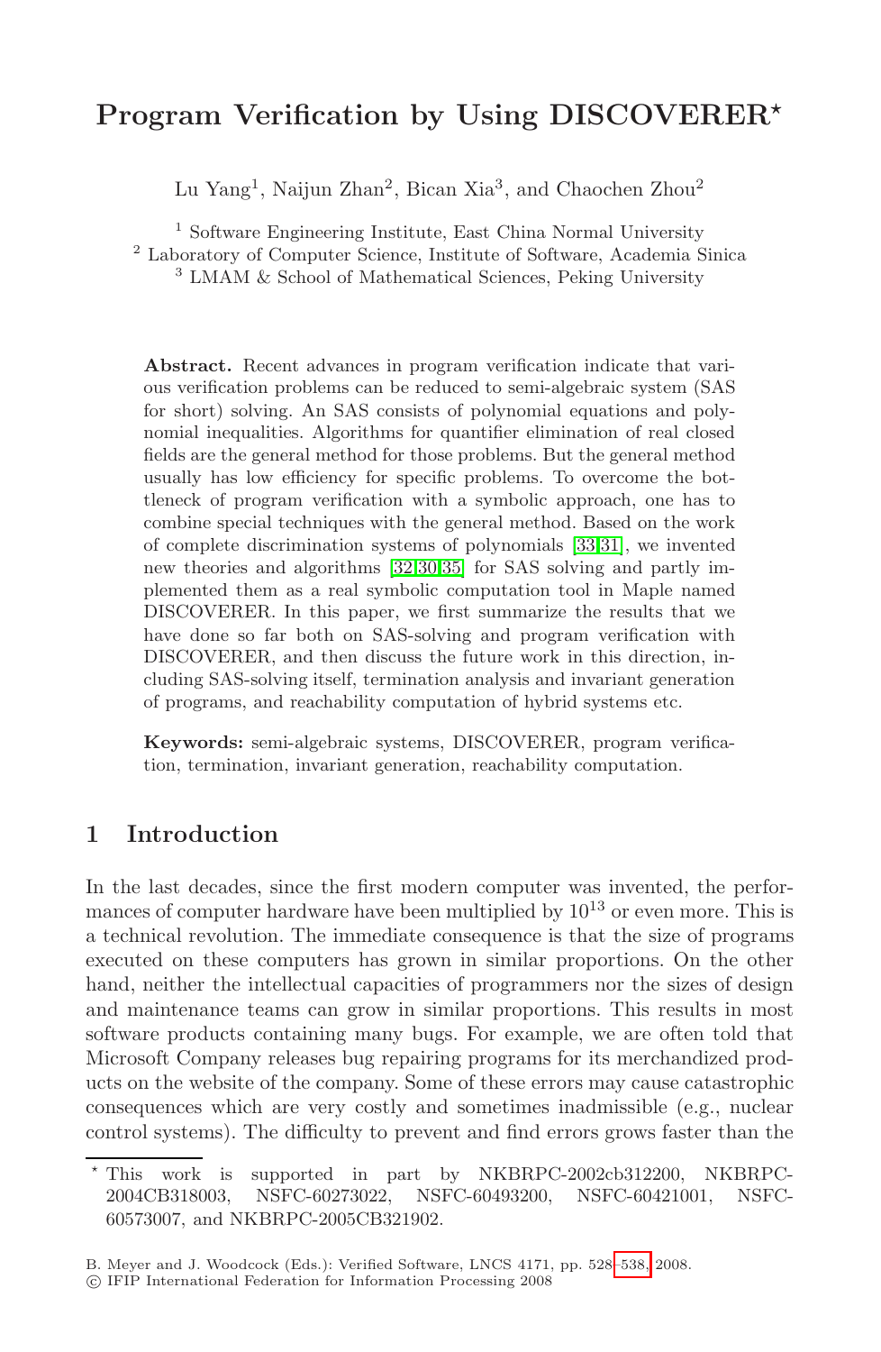# Program Verification by Using DISCOVERER*

Lu Yang[1], Naijun Zhan[2], Bican Xia[3], and Chaochen Zhou[2]

[1] Software Engineering Institute, East China Normal University
[2] Laboratory of Computer Science, Institute of Software, Academia Sinica
[3] LMAM & School of Mathematical Sciences, Peking University

**Abstract.** Recent advances in program verification indicate that various verification problems can be reduced to semi-algebraic system (SAS for short) solving. An SAS consists of polynomial equations and polynomial inequalities. Algorithms for quantifier elimination of real closed fields are the general method for those problems. But the general method usually has low efficiency for specific problems. To overcome the bottleneck of program verification with a symbolic approach, one has to combine special techniques with the general method. Based on the work of complete discrimination systems of polynomials [33,31], we invented new theories and algorithms [32,30,35] for SAS solving and partly implemented them as a real symbolic computation tool in Maple named DISCOVERER. In this paper, we first summarize the results that we have done so far both on SAS-solving and program verification with DISCOVERER, and then discuss the future work in this direction, including SAS-solving itself, termination analysis and invariant generation of programs, and reachability computation of hybrid systems etc.

**Keywords:** semi-algebraic systems, DISCOVERER, program verification, termination, invariant generation, reachability computation.

## 1 Introduction

In the last decades, since the first modern computer was invented, the performances of computer hardware have been multiplied by $10^{13}$ or even more. This is a technical revolution. The immediate consequence is that the size of programs executed on these computers has grown in similar proportions. On the other hand, neither the intellectual capacities of programmers nor the sizes of design and maintenance teams can grow in similar proportions. This results in most software products containing many bugs. For example, we are often told that Microsoft Company releases bug repairing programs for its merchandized products on the website of the company. Some of these errors may cause catastrophic consequences which are very costly and sometimes inadmissible (e.g., nuclear control systems). The difficulty to prevent and find errors grows faster than the

* This work is supported in part by NKBRPC-2002cb312200, NKBRPC-2004CB318003, NSFC-60273022, NSFC-60493200, NSFC-60421001, NSFC-60573007, and NKBRPC-2005CB321902.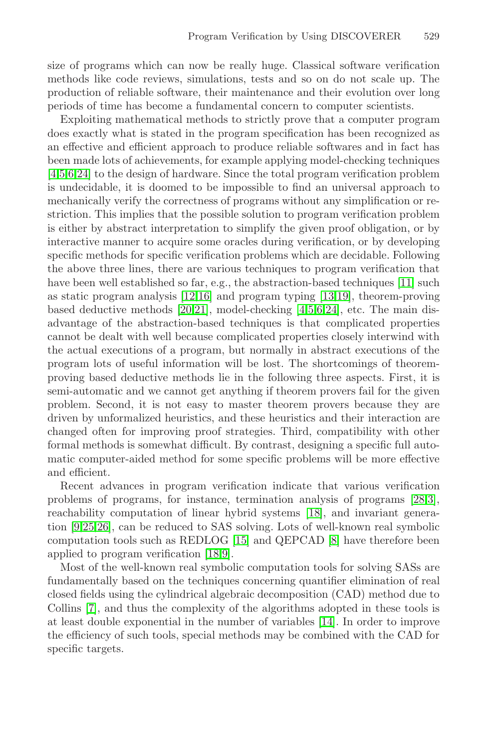size of programs which can now be really huge. Classical software verification methods like code reviews, simulations, tests and so on do not scale up. The production of reliable software, their maintenance and their evolution over long periods of time has become a fundamental concern to computer scientists.

Exploiting mathematical methods to strictly prove that a computer program does exactly what is stated in the program specification has been recognized as an effective and efficient approach to produce reliable softwares and in fact has been made lots of achievements, for example applying model-checking techniques [4,5,6,24] to the design of hardware. Since the total program verification problem is undecidable, it is doomed to be impossible to find an universal approach to mechanically verify the correctness of programs without any simplification or restriction. This implies that the possible solution to program verification problem is either by abstract interpretation to simplify the given proof obligation, or by interactive manner to acquire some oracles during verification, or by developing specific methods for specific verification problems which are decidable. Following the above three lines, there are various techniques to program verification that have been well established so far, e.g., the abstraction-based techniques [11] such as static program analysis [12,16] and program typing [13,19], theorem-proving based deductive methods [20,21], model-checking [4,5,6,24], etc. The main disadvantage of the abstraction-based techniques is that complicated properties cannot be dealt with well because complicated properties closely interwind with the actual executions of a program, but normally in abstract executions of the program lots of useful information will be lost. The shortcomings of theorem-proving based deductive methods lie in the following three aspects. First, it is semi-automatic and we cannot get anything if theorem provers fail for the given problem. Second, it is not easy to master theorem provers because they are driven by unformalized heuristics, and these heuristics and their interaction are changed often for improving proof strategies. Third, compatibility with other formal methods is somewhat difficult. By contrast, designing a specific full automatic computer-aided method for some specific problems will be more effective and efficient.

Recent advances in program verification indicate that various verification problems of programs, for instance, termination analysis of programs [28,3], reachability computation of linear hybrid systems [18], and invariant generation [9,25,26], can be reduced to SAS solving. Lots of well-known real symbolic computation tools such as REDLOG [15] and QEPCAD [8] have therefore been applied to program verification [18,9].

Most of the well-known real symbolic computation tools for solving SASs are fundamentally based on the techniques concerning quantifier elimination of real closed fields using the cylindrical algebraic decomposition (CAD) method due to Collins [7], and thus the complexity of the algorithms adopted in these tools is at least double exponential in the number of variables [14]. In order to improve the efficiency of such tools, special methods may be combined with the CAD for specific targets.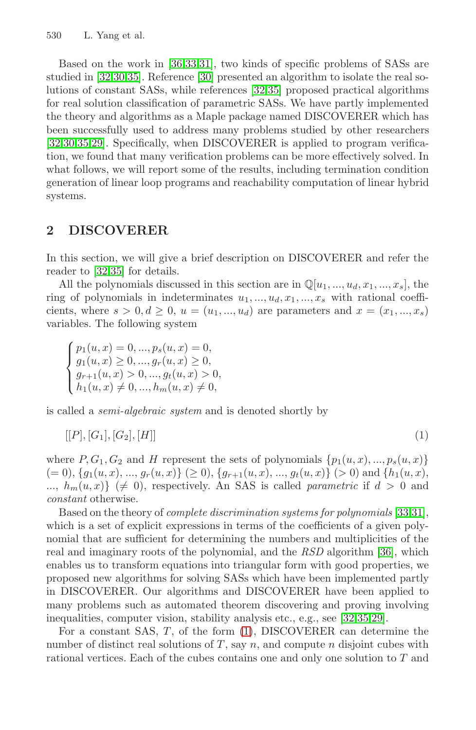Based on the work in [36,33,31], two kinds of specific problems of SASs are studied in [32,30,35]. Reference [30] presented an algorithm to isolate the real solutions of constant SASs, while references [32,35] proposed practical algorithms for real solution classification of parametric SASs. We have partly implemented the theory and algorithms as a Maple package named DISCOVERER which has been successfully used to address many problems studied by other researchers [32,30,35,29]. Specifically, when DISCOVERER is applied to program verification, we found that many verification problems can be more effectively solved. In what follows, we will report some of the results, including termination condition generation of linear loop programs and reachability computation of linear hybrid systems.

## 2 DISCOVERER

In this section, we will give a brief description on DISCOVERER and refer the reader to [32,35] for details.

All the polynomials discussed in this section are in $\mathbb{Q}[u_1, ..., u_d, x_1, ..., x_s]$, the ring of polynomials in indeterminates $u_1, ..., u_d, x_1, ..., x_s$ with rational coefficients, where $s > 0, d \geq 0$, $u = (u_1, ..., u_d)$ are parameters and $x = (x_1, ..., x_s)$ variables. The following system

$$
\begin{cases}
p_1(u,x) = 0, ..., p_s(u,x) = 0, \\
g_1(u,x) \geq 0, ..., g_r(u,x) \geq 0, \\
g_{r+1}(u,x) > 0, ..., g_t(u,x) > 0, \\
h_1(u,x) \neq 0, ..., h_m(u,x) \neq 0,
\end{cases}
$$

is called a *semi-algebraic system* and is denoted shortly by

$$
[[P], [G_1], [G_2], [H]] \tag{1}
$$

where $P, G_1, G_2$ and $H$ represent the sets of polynomials $\{p_1(u,x), ..., p_s(u,x)\}$ $(= 0)$, $\{g_1(u,x), ..., g_r(u,x)\}$ $(\geq 0)$, $\{g_{r+1}(u,x), ..., g_t(u,x)\}$ $(> 0)$ and $\{h_1(u,x), ..., h_m(u,x)\}$ $(\neq 0)$, respectively. An SAS is called *parametric* if $d > 0$ and *constant* otherwise.

Based on the theory of *complete discrimination systems for polynomials* [33,31], which is a set of explicit expressions in terms of the coefficients of a given polynomial that are sufficient for determining the numbers and multiplicities of the real and imaginary roots of the polynomial, and the *RSD* algorithm [36], which enables us to transform equations into triangular form with good properties, we proposed new algorithms for solving SASs which have been implemented partly in DISCOVERER. Our algorithms and DISCOVERER have been applied to many problems such as automated theorem discovering and proving involving inequalities, computer vision, stability analysis etc., e.g., see [32,35,29].

For a constant SAS, $T$, of the form (1), DISCOVERER can determine the number of distinct real solutions of $T$, say $n$, and compute $n$ disjoint cubes with rational vertices. Each of the cubes contains one and only one solution to $T$ and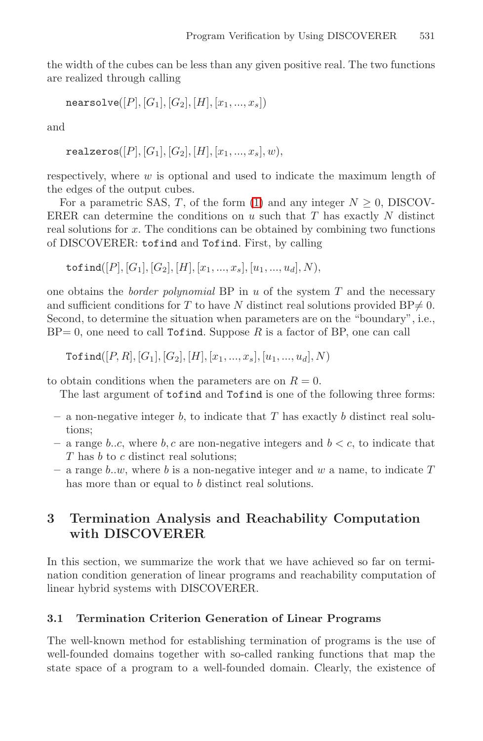the width of the cubes can be less than any given positive real. The two functions are realized through calling

`nearsolve`$([P], [G_1], [G_2], [H], [x_1, ..., x_s])$

and

`realzeros`$([P], [G_1], [G_2], [H], [x_1, ..., x_s], w)$,

respectively, where $w$ is optional and used to indicate the maximum length of the edges of the output cubes.

For a parametric SAS, $T$, of the form (1) and any integer $N \geq 0$, DISCOVERER can determine the conditions on $u$ such that $T$ has exactly $N$ distinct real solutions for $x$. The conditions can be obtained by combining two functions of DISCOVERER: `tofind` and `Tofind`. First, by calling

`tofind`$([P], [G_1], [G_2], [H], [x_1, ..., x_s], [u_1, ..., u_d], N)$,

one obtains the *border polynomial* BP in $u$ of the system $T$ and the necessary and sufficient conditions for $T$ to have $N$ distinct real solutions provided BP$\neq 0$. Second, to determine the situation when parameters are on the "boundary", i.e., BP$= 0$, one need to call `Tofind`. Suppose $R$ is a factor of BP, one can call

`Tofind`$([P, R], [G_1], [G_2], [H], [x_1, ..., x_s], [u_1, ..., u_d], N)$

to obtain conditions when the parameters are on $R = 0$.

The last argument of `tofind` and `Tofind` is one of the following three forms:

- a non-negative integer $b$, to indicate that $T$ has exactly $b$ distinct real solutions;
- a range $b..c$, where $b, c$ are non-negative integers and $b < c$, to indicate that $T$ has $b$ to $c$ distinct real solutions;
- a range $b..w$, where $b$ is a non-negative integer and $w$ a name, to indicate $T$ has more than or equal to $b$ distinct real solutions.

## 3 Termination Analysis and Reachability Computation with DISCOVERER

In this section, we summarize the work that we have achieved so far on termination condition generation of linear programs and reachability computation of linear hybrid systems with DISCOVERER.

### 3.1 Termination Criterion Generation of Linear Programs

The well-known method for establishing termination of programs is the use of well-founded domains together with so-called ranking functions that map the state space of a program to a well-founded domain. Clearly, the existence of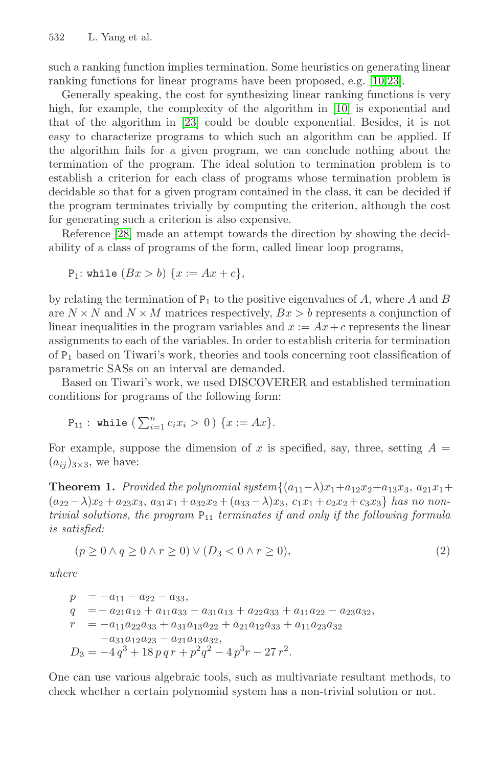such a ranking function implies termination. Some heuristics on generating linear ranking functions for linear programs have been proposed, e.g. [10,23].

Generally speaking, the cost for synthesizing linear ranking functions is very high, for example, the complexity of the algorithm in [10] is exponential and that of the algorithm in [23] could be double exponential. Besides, it is not easy to characterize programs to which such an algorithm can be applied. If the algorithm fails for a given program, we can conclude nothing about the termination of the program. The ideal solution to termination problem is to establish a criterion for each class of programs whose termination problem is decidable so that for a given program contained in the class, it can be decided if the program terminates trivially by computing the criterion, although the cost for generating such a criterion is also expensive.

Reference [28] made an attempt towards the direction by showing the decidability of a class of programs of the form, called linear loop programs,

$\mathtt{P}_1$: while $(Bx > b)$ $\{x := Ax + c\}$,

by relating the termination of $\mathtt{P}_1$ to the positive eigenvalues of $A$, where $A$ and $B$ are $N \times N$ and $N \times M$ matrices respectively, $Bx > b$ represents a conjunction of linear inequalities in the program variables and $x := Ax + c$ represents the linear assignments to each of the variables. In order to establish criteria for termination of $\mathtt{P}_1$ based on Tiwari's work, theories and tools concerning root classification of parametric SASs on an interval are demanded.

Based on Tiwari's work, we used DISCOVERER and established termination conditions for programs of the following form:

$\mathtt{P}_{11}$ : while $(\sum_{i=1}^{n} c_i x_i > 0)$ $\{x := Ax\}$.

For example, suppose the dimension of $x$ is specified, say, three, setting $A = (a_{ij})_{3\times 3}$, we have:

**Theorem 1.** *Provided the polynomial system* $\{(a_{11}-\lambda)x_1+a_{12}x_2+a_{13}x_3,\ a_{21}x_1+(a_{22}-\lambda)x_2+a_{23}x_3,\ a_{31}x_1+a_{32}x_2+(a_{33}-\lambda)x_3,\ c_1x_1+c_2x_2+c_3x_3\}$ *has no non-trivial solutions, the program* $\mathtt{P}_{11}$ *terminates if and only if the following formula is satisfied:*

$$(p \geq 0 \wedge q \geq 0 \wedge r \geq 0) \vee (D_3 < 0 \wedge r \geq 0), \tag{2}$$

*where*

$$\begin{aligned}
p &= -a_{11} - a_{22} - a_{33},\\
q &= -a_{21}a_{12} + a_{11}a_{33} - a_{31}a_{13} + a_{22}a_{33} + a_{11}a_{22} - a_{23}a_{32},\\
r &= -a_{11}a_{22}a_{33} + a_{31}a_{13}a_{22} + a_{21}a_{12}a_{33} + a_{11}a_{23}a_{32}\\
&\quad -a_{31}a_{12}a_{23} - a_{21}a_{13}a_{32},\\
D_3 &= -4\,q^3 + 18\,p\,q\,r + p^2q^2 - 4\,p^3r - 27\,r^2.
\end{aligned}$$

One can use various algebraic tools, such as multivariate resultant methods, to check whether a certain polynomial system has a non-trivial solution or not.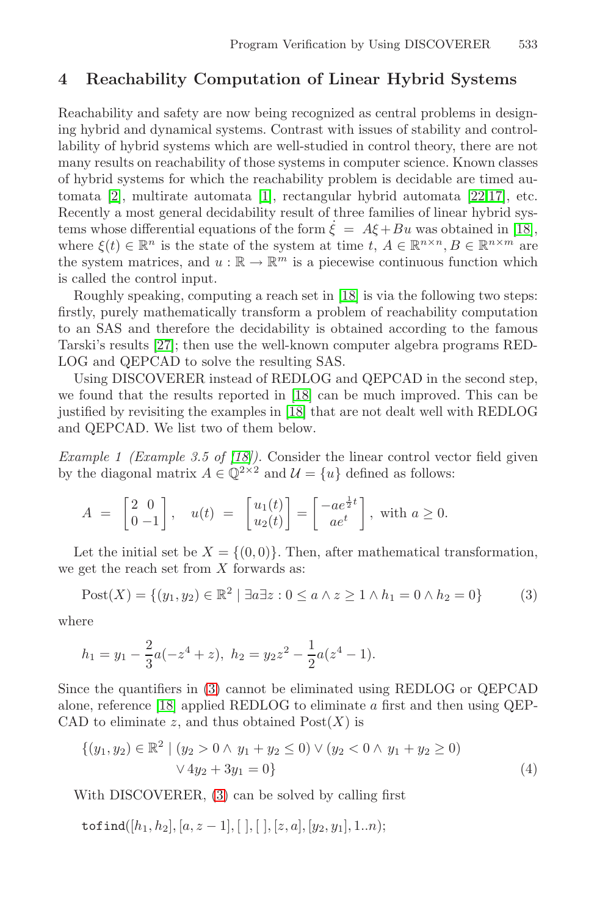## 4 Reachability Computation of Linear Hybrid Systems

Reachability and safety are now being recognized as central problems in designing hybrid and dynamical systems. Contrast with issues of stability and controllability of hybrid systems which are well-studied in control theory, there are not many results on reachability of those systems in computer science. Known classes of hybrid systems for which the reachability problem is decidable are timed automata [2], multirate automata [1], rectangular hybrid automata [22,17], etc. Recently a most general decidability result of three families of linear hybrid systems whose differential equations of the form $\dot{\xi} = A\xi + Bu$ was obtained in [18], where $\xi(t) \in \mathbb{R}^n$ is the state of the system at time $t$, $A \in \mathbb{R}^{n\times n}, B \in \mathbb{R}^{n\times m}$ are the system matrices, and $u : \mathbb{R} \to \mathbb{R}^m$ is a piecewise continuous function which is called the control input.

Roughly speaking, computing a reach set in [18] is via the following two steps: firstly, purely mathematically transform a problem of reachability computation to an SAS and therefore the decidability is obtained according to the famous Tarski's results [27]; then use the well-known computer algebra programs REDLOG and QEPCAD to solve the resulting SAS.

Using DISCOVERER instead of REDLOG and QEPCAD in the second step, we found that the results reported in [18] can be much improved. This can be justified by revisiting the examples in [18] that are not dealt well with REDLOG and QEPCAD. We list two of them below.

*Example 1 (Example 3.5 of [18]).* Consider the linear control vector field given by the diagonal matrix $A \in \mathbb{Q}^{2\times 2}$ and $\mathcal{U} = \{u\}$ defined as follows:

$$A \;=\; \begin{bmatrix} 2 & 0 \\ 0 & -1 \end{bmatrix}, \quad u(t) \;=\; \begin{bmatrix} u_1(t) \\ u_2(t) \end{bmatrix} = \begin{bmatrix} -ae^{\frac{1}{2}t} \\ ae^{t} \end{bmatrix}, \text{ with } a \geq 0.$$

Let the initial set be $X = \{(0, 0)\}$. Then, after mathematical transformation, we get the reach set from $X$ forwards as:

$$\text{Post}(X) = \{(y_1, y_2) \in \mathbb{R}^2 \mid \exists a \exists z : 0 \leq a \wedge z \geq 1 \wedge h_1 = 0 \wedge h_2 = 0\} \tag{3}$$

where

$$h_1 = y_1 - \frac{2}{3}a(-z^4 + z),\; h_2 = y_2 z^2 - \frac{1}{2}a(z^4 - 1).$$

Since the quantifiers in (3) cannot be eliminated using REDLOG or QEPCAD alone, reference [18] applied REDLOG to eliminate $a$ first and then using QEPCAD to eliminate $z$, and thus obtained Post$(X)$ is

$$\begin{aligned}\{(y_1, y_2) \in \mathbb{R}^2 \mid\; & (y_2 > 0 \wedge y_1 + y_2 \leq 0) \vee (y_2 < 0 \wedge y_1 + y_2 \geq 0) \\ & \vee 4y_2 + 3y_1 = 0\}\end{aligned} \tag{4}$$

With DISCOVERER, (3) can be solved by calling first

```
tofind([h1, h2], [a, z − 1], [ ], [ ], [z, a], [y2, y1], 1..n);
```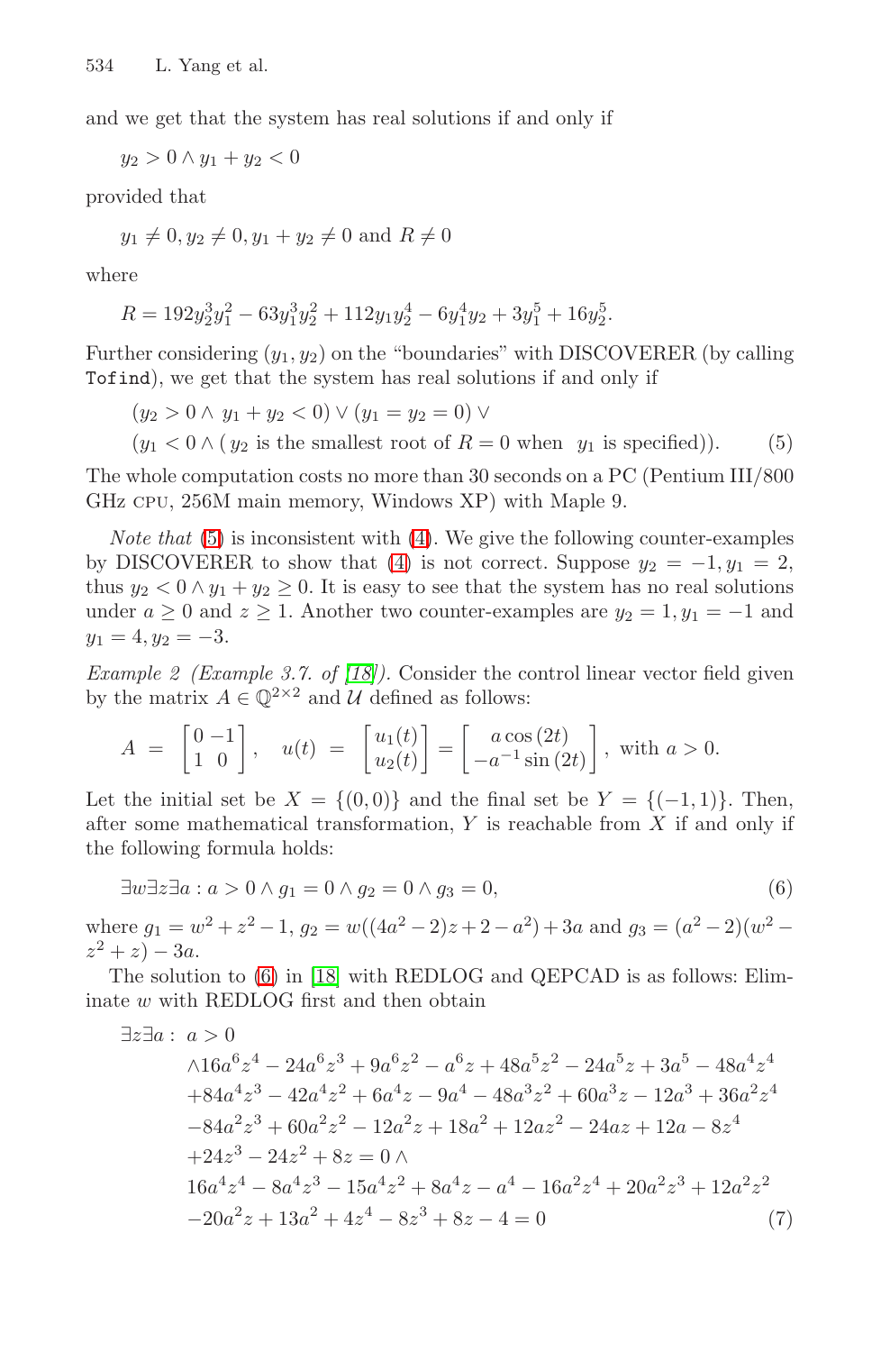and we get that the system has real solutions if and only if

$$y_2 > 0 \wedge y_1 + y_2 < 0$$

provided that

$$y_1 \neq 0, y_2 \neq 0, y_1 + y_2 \neq 0 \text{ and } R \neq 0$$

where

$$R = 192y_2^3y_1^2 - 63y_1^3y_2^2 + 112y_1y_2^4 - 6y_1^4y_2 + 3y_1^5 + 16y_2^5.$$

Further considering $(y_1, y_2)$ on the "boundaries" with DISCOVERER (by calling `Tofind`), we get that the system has real solutions if and only if

$$\begin{aligned}
&(y_2 > 0 \wedge\ y_1 + y_2 < 0) \vee (y_1 = y_2 = 0) \vee \\
&(y_1 < 0 \wedge (\ y_2 \text{ is the smallest root of } R = 0 \text{ when } \ y_1 \text{ is specified})).
\end{aligned} \tag{5}$$

The whole computation costs no more than 30 seconds on a PC (Pentium III/800 GHz CPU, 256M main memory, Windows XP) with Maple 9.

*Note that* (5) is inconsistent with (4). We give the following counter-examples by DISCOVERER to show that (4) is not correct. Suppose $y_2 = -1, y_1 = 2$, thus $y_2 < 0 \wedge y_1 + y_2 \geq 0$. It is easy to see that the system has no real solutions under $a \geq 0$ and $z \geq 1$. Another two counter-examples are $y_2 = 1, y_1 = -1$ and $y_1 = 4, y_2 = -3$.

*Example 2 (Example 3.7. of [18]).* Consider the control linear vector field given by the matrix $A \in \mathbb{Q}^{2\times 2}$ and $\mathcal{U}$ defined as follows:

$$A = \begin{bmatrix} 0 & -1 \\ 1 & 0 \end{bmatrix}, \quad u(t) = \begin{bmatrix} u_1(t) \\ u_2(t) \end{bmatrix} = \begin{bmatrix} a\cos(2t) \\ -a^{-1}\sin(2t) \end{bmatrix}, \text{ with } a > 0.$$

Let the initial set be $X = \{(0, 0)\}$ and the final set be $Y = \{(-1, 1)\}$. Then, after some mathematical transformation, $Y$ is reachable from $X$ if and only if the following formula holds:

$$\exists w \exists z \exists a : a > 0 \wedge g_1 = 0 \wedge g_2 = 0 \wedge g_3 = 0, \tag{6}$$

where $g_1 = w^2 + z^2 - 1$, $g_2 = w((4a^2 - 2)z + 2 - a^2) + 3a$ and $g_3 = (a^2 - 2)(w^2 - z^2 + z) - 3a$.

The solution to (6) in [18] with REDLOG and QEPCAD is as follows: Eliminate $w$ with REDLOG first and then obtain

$$\begin{aligned}
\exists z \exists a :\ & a > 0 \\
&\wedge 16a^6z^4 - 24a^6z^3 + 9a^6z^2 - a^6z + 48a^5z^2 - 24a^5z + 3a^5 - 48a^4z^4 \\
&+ 84a^4z^3 - 42a^4z^2 + 6a^4z - 9a^4 - 48a^3z^2 + 60a^3z - 12a^3 + 36a^2z^4 \\
&- 84a^2z^3 + 60a^2z^2 - 12a^2z + 18a^2 + 12az^2 - 24az + 12a - 8z^4 \\
&+ 24z^3 - 24z^2 + 8z = 0 \wedge \\
&16a^4z^4 - 8a^4z^3 - 15a^4z^2 + 8a^4z - a^4 - 16a^2z^4 + 20a^2z^3 + 12a^2z^2 \\
&- 20a^2z + 13a^2 + 4z^4 - 8z^3 + 8z - 4 = 0
\end{aligned} \tag{7}$$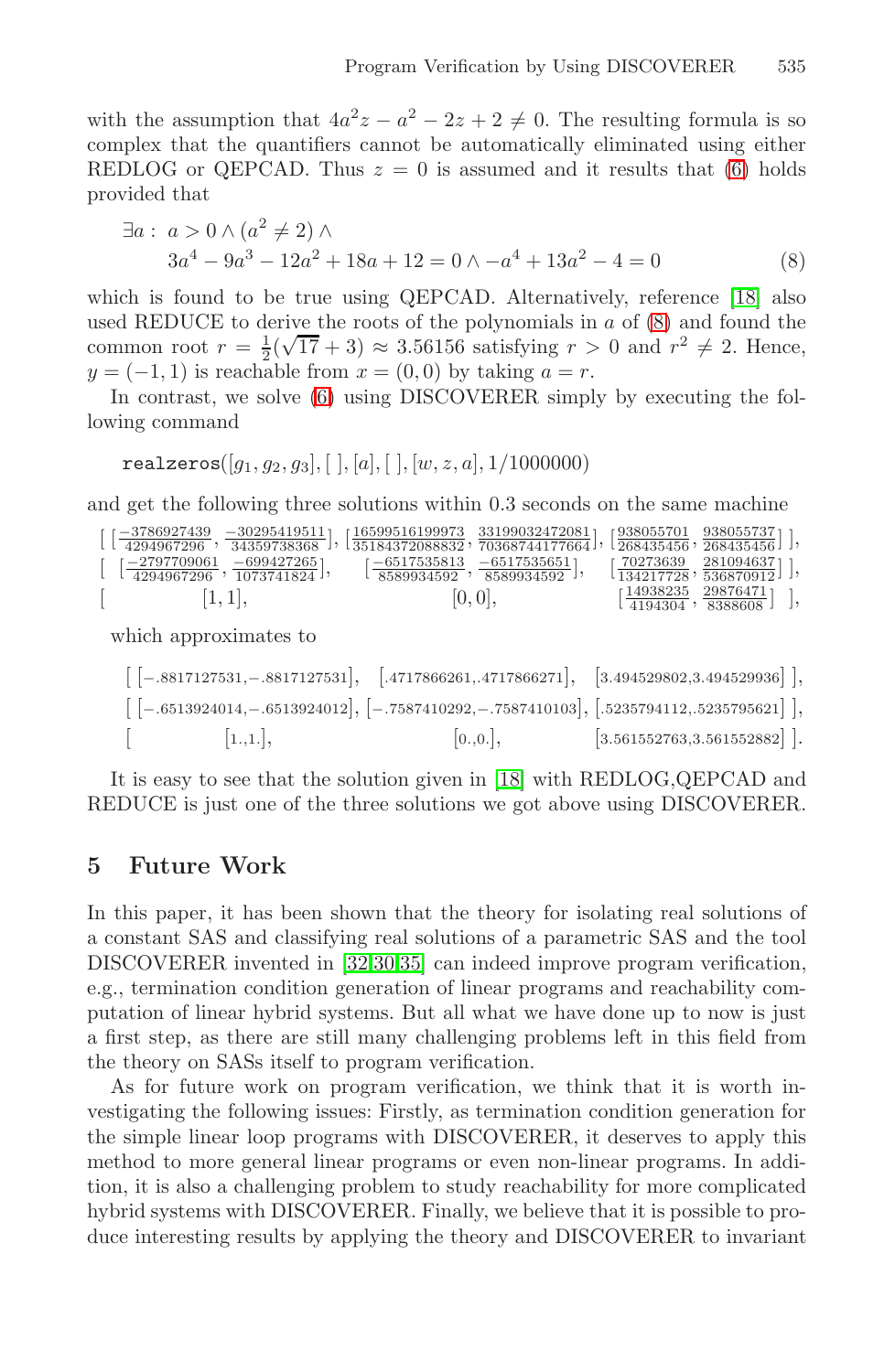with the assumption that $4a^2z - a^2 - 2z + 2 \neq 0$. The resulting formula is so complex that the quantifiers cannot be automatically eliminated using either REDLOG or QEPCAD. Thus $z = 0$ is assumed and it results that (6) holds provided that

$$\begin{aligned} \exists a: \ & a > 0 \wedge (a^2 \neq 2) \wedge \\ & 3a^4 - 9a^3 - 12a^2 + 18a + 12 = 0 \wedge -a^4 + 13a^2 - 4 = 0 \end{aligned} \tag{8}$$

which is found to be true using QEPCAD. Alternatively, reference [18] also used REDUCE to derive the roots of the polynomials in $a$ of (8) and found the common root $r = \frac{1}{2}(\sqrt{17} + 3) \approx 3.56156$ satisfying $r > 0$ and $r^2 \neq 2$. Hence, $y = (-1, 1)$ is reachable from $x = (0, 0)$ by taking $a = r$.

In contrast, we solve (6) using DISCOVERER simply by executing the following command

$$\texttt{realzeros}([g_1, g_2, g_3], [\ ], [a], [\ ], [w, z, a], 1/1000000)$$

and get the following three solutions within 0.3 seconds on the same machine

$$\begin{array}{llll} [\ [\frac{-3786927439}{4294967296}, \frac{-30295419511}{34359738368}], & [\frac{16599516199973}{35184372088832}, \frac{33199032472081}{70368744177664}], & [\frac{938055701}{268435456}, \frac{938055737}{268435456}]\ ], \\ [\ [\frac{-2797709061}{4294967296}, \frac{-699427265}{1073741824}], & [\frac{-6517535813}{8589934592}, \frac{-6517535651}{8589934592}], & [\frac{70273639}{134217728}, \frac{281094637}{536870912}]\ ], \\ [\ \ [1, 1], & [0, 0], & [\frac{14938235}{4194304}, \frac{29876471}{8388608}]\ ], \end{array}$$

which approximates to

$$\begin{array}{llll} [\ [-.8817127531, -.8817127531], & [.4717866261, .4717866271], & [3.494529802, 3.494529936]\ ], \\ [\ [-.6513924014, -.6513924012], & [-.7587410292, -.7587410103], & [.5235794112, .5235795621]\ ], \\ [\ \ [1., 1.], & [0., 0.], & [3.561552763, 3.561552882]\ ]. \end{array}$$

It is easy to see that the solution given in [18] with REDLOG,QEPCAD and REDUCE is just one of the three solutions we got above using DISCOVERER.

## 5 Future Work

In this paper, it has been shown that the theory for isolating real solutions of a constant SAS and classifying real solutions of a parametric SAS and the tool DISCOVERER invented in [32,30,35] can indeed improve program verification, e.g., termination condition generation of linear programs and reachability computation of linear hybrid systems. But all what we have done up to now is just a first step, as there are still many challenging problems left in this field from the theory on SASs itself to program verification.

As for future work on program verification, we think that it is worth investigating the following issues: Firstly, as termination condition generation for the simple linear loop programs with DISCOVERER, it deserves to apply this method to more general linear programs or even non-linear programs. In addition, it is also a challenging problem to study reachability for more complicated hybrid systems with DISCOVERER. Finally, we believe that it is possible to produce interesting results by applying the theory and DISCOVERER to invariant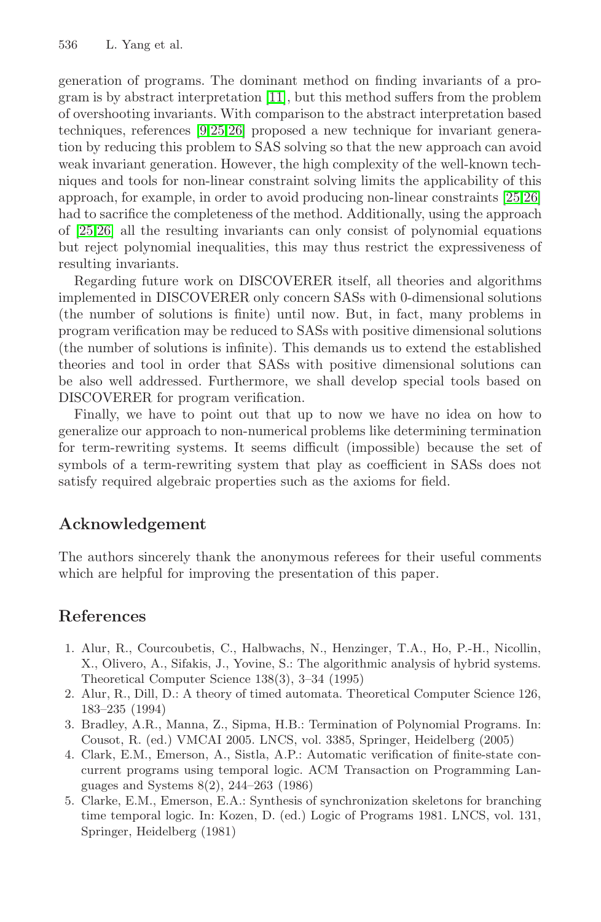generation of programs. The dominant method on finding invariants of a program is by abstract interpretation [11], but this method suffers from the problem of overshooting invariants. With comparison to the abstract interpretation based techniques, references [9,25,26] proposed a new technique for invariant generation by reducing this problem to SAS solving so that the new approach can avoid weak invariant generation. However, the high complexity of the well-known techniques and tools for non-linear constraint solving limits the applicability of this approach, for example, in order to avoid producing non-linear constraints [25,26] had to sacrifice the completeness of the method. Additionally, using the approach of [25,26] all the resulting invariants can only consist of polynomial equations but reject polynomial inequalities, this may thus restrict the expressiveness of resulting invariants.

Regarding future work on DISCOVERER itself, all theories and algorithms implemented in DISCOVERER only concern SASs with 0-dimensional solutions (the number of solutions is finite) until now. But, in fact, many problems in program verification may be reduced to SASs with positive dimensional solutions (the number of solutions is infinite). This demands us to extend the established theories and tool in order that SASs with positive dimensional solutions can be also well addressed. Furthermore, we shall develop special tools based on DISCOVERER for program verification.

Finally, we have to point out that up to now we have no idea on how to generalize our approach to non-numerical problems like determining termination for term-rewriting systems. It seems difficult (impossible) because the set of symbols of a term-rewriting system that play as coefficient in SASs does not satisfy required algebraic properties such as the axioms for field.

## Acknowledgement

The authors sincerely thank the anonymous referees for their useful comments which are helpful for improving the presentation of this paper.

## References

1. Alur, R., Courcoubetis, C., Halbwachs, N., Henzinger, T.A., Ho, P.-H., Nicollin, X., Olivero, A., Sifakis, J., Yovine, S.: The algorithmic analysis of hybrid systems. Theoretical Computer Science 138(3), 3–34 (1995)
2. Alur, R., Dill, D.: A theory of timed automata. Theoretical Computer Science 126, 183–235 (1994)
3. Bradley, A.R., Manna, Z., Sipma, H.B.: Termination of Polynomial Programs. In: Cousot, R. (ed.) VMCAI 2005. LNCS, vol. 3385, Springer, Heidelberg (2005)
4. Clark, E.M., Emerson, A., Sistla, A.P.: Automatic verification of finite-state concurrent programs using temporal logic. ACM Transaction on Programming Languages and Systems 8(2), 244–263 (1986)
5. Clarke, E.M., Emerson, E.A.: Synthesis of synchronization skeletons for branching time temporal logic. In: Kozen, D. (ed.) Logic of Programs 1981. LNCS, vol. 131, Springer, Heidelberg (1981)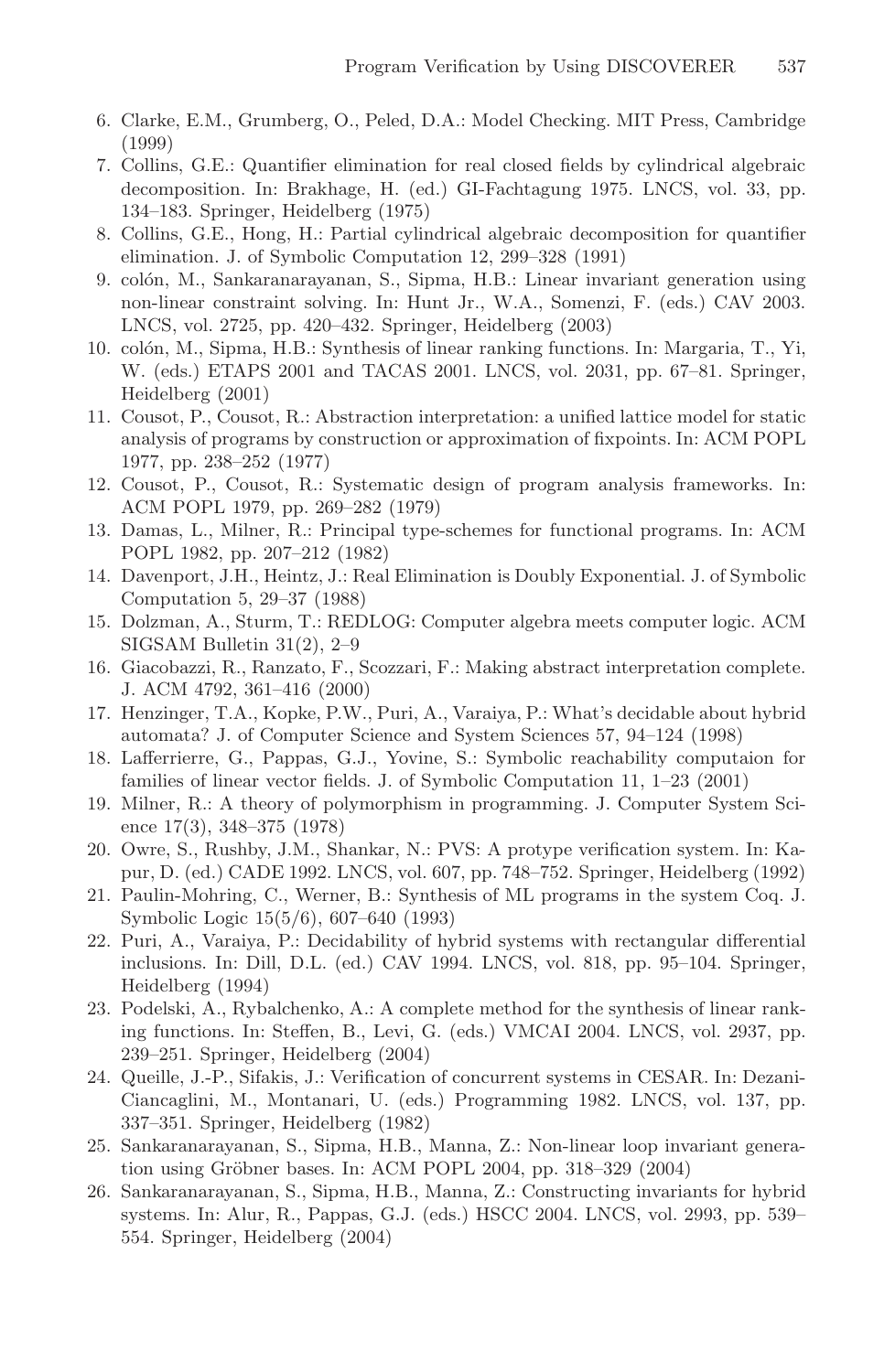6. Clarke, E.M., Grumberg, O., Peled, D.A.: Model Checking. MIT Press, Cambridge (1999)
7. Collins, G.E.: Quantifier elimination for real closed fields by cylindrical algebraic decomposition. In: Brakhage, H. (ed.) GI-Fachtagung 1975. LNCS, vol. 33, pp. 134–183. Springer, Heidelberg (1975)
8. Collins, G.E., Hong, H.: Partial cylindrical algebraic decomposition for quantifier elimination. J. of Symbolic Computation 12, 299–328 (1991)
9. colón, M., Sankaranarayanan, S., Sipma, H.B.: Linear invariant generation using non-linear constraint solving. In: Hunt Jr., W.A., Somenzi, F. (eds.) CAV 2003. LNCS, vol. 2725, pp. 420–432. Springer, Heidelberg (2003)
10. colón, M., Sipma, H.B.: Synthesis of linear ranking functions. In: Margaria, T., Yi, W. (eds.) ETAPS 2001 and TACAS 2001. LNCS, vol. 2031, pp. 67–81. Springer, Heidelberg (2001)
11. Cousot, P., Cousot, R.: Abstraction interpretation: a unified lattice model for static analysis of programs by construction or approximation of fixpoints. In: ACM POPL 1977, pp. 238–252 (1977)
12. Cousot, P., Cousot, R.: Systematic design of program analysis frameworks. In: ACM POPL 1979, pp. 269–282 (1979)
13. Damas, L., Milner, R.: Principal type-schemes for functional programs. In: ACM POPL 1982, pp. 207–212 (1982)
14. Davenport, J.H., Heintz, J.: Real Elimination is Doubly Exponential. J. of Symbolic Computation 5, 29–37 (1988)
15. Dolzman, A., Sturm, T.: REDLOG: Computer algebra meets computer logic. ACM SIGSAM Bulletin 31(2), 2–9
16. Giacobazzi, R., Ranzato, F., Scozzari, F.: Making abstract interpretation complete. J. ACM 4792, 361–416 (2000)
17. Henzinger, T.A., Kopke, P.W., Puri, A., Varaiya, P.: What's decidable about hybrid automata? J. of Computer Science and System Sciences 57, 94–124 (1998)
18. Lafferrierre, G., Pappas, G.J., Yovine, S.: Symbolic reachability computaion for families of linear vector fields. J. of Symbolic Computation 11, 1–23 (2001)
19. Milner, R.: A theory of polymorphism in programming. J. Computer System Science 17(3), 348–375 (1978)
20. Owre, S., Rushby, J.M., Shankar, N.: PVS: A protype verification system. In: Kapur, D. (ed.) CADE 1992. LNCS, vol. 607, pp. 748–752. Springer, Heidelberg (1992)
21. Paulin-Mohring, C., Werner, B.: Synthesis of ML programs in the system Coq. J. Symbolic Logic 15(5/6), 607–640 (1993)
22. Puri, A., Varaiya, P.: Decidability of hybrid systems with rectangular differential inclusions. In: Dill, D.L. (ed.) CAV 1994. LNCS, vol. 818, pp. 95–104. Springer, Heidelberg (1994)
23. Podelski, A., Rybalchenko, A.: A complete method for the synthesis of linear ranking functions. In: Steffen, B., Levi, G. (eds.) VMCAI 2004. LNCS, vol. 2937, pp. 239–251. Springer, Heidelberg (2004)
24. Queille, J.-P., Sifakis, J.: Verification of concurrent systems in CESAR. In: Dezani-Ciancaglini, M., Montanari, U. (eds.) Programming 1982. LNCS, vol. 137, pp. 337–351. Springer, Heidelberg (1982)
25. Sankaranarayanan, S., Sipma, H.B., Manna, Z.: Non-linear loop invariant generation using Gröbner bases. In: ACM POPL 2004, pp. 318–329 (2004)
26. Sankaranarayanan, S., Sipma, H.B., Manna, Z.: Constructing invariants for hybrid systems. In: Alur, R., Pappas, G.J. (eds.) HSCC 2004. LNCS, vol. 2993, pp. 539–554. Springer, Heidelberg (2004)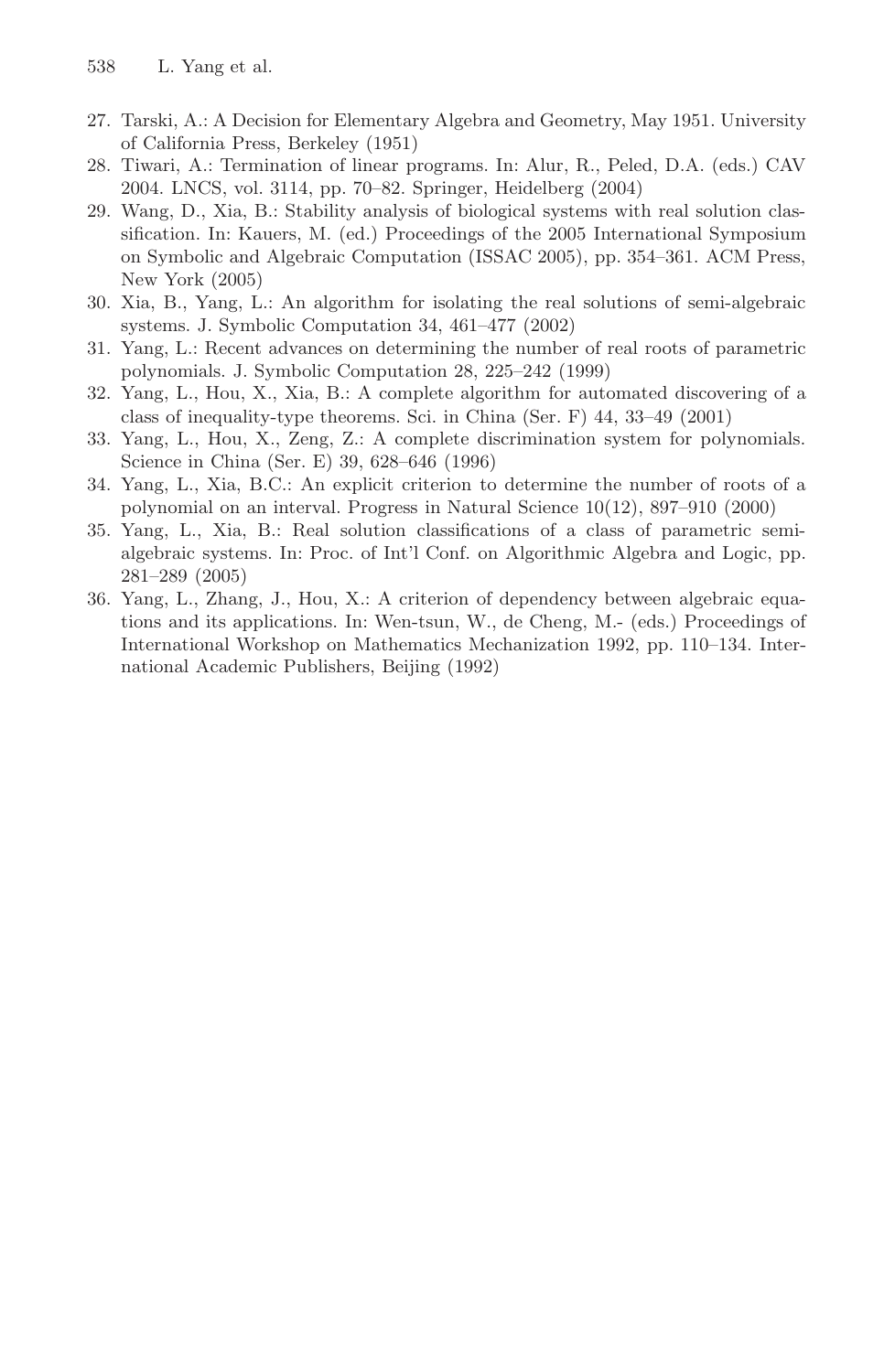27. Tarski, A.: A Decision for Elementary Algebra and Geometry, May 1951. University of California Press, Berkeley (1951)
28. Tiwari, A.: Termination of linear programs. In: Alur, R., Peled, D.A. (eds.) CAV 2004. LNCS, vol. 3114, pp. 70–82. Springer, Heidelberg (2004)
29. Wang, D., Xia, B.: Stability analysis of biological systems with real solution classification. In: Kauers, M. (ed.) Proceedings of the 2005 International Symposium on Symbolic and Algebraic Computation (ISSAC 2005), pp. 354–361. ACM Press, New York (2005)
30. Xia, B., Yang, L.: An algorithm for isolating the real solutions of semi-algebraic systems. J. Symbolic Computation 34, 461–477 (2002)
31. Yang, L.: Recent advances on determining the number of real roots of parametric polynomials. J. Symbolic Computation 28, 225–242 (1999)
32. Yang, L., Hou, X., Xia, B.: A complete algorithm for automated discovering of a class of inequality-type theorems. Sci. in China (Ser. F) 44, 33–49 (2001)
33. Yang, L., Hou, X., Zeng, Z.: A complete discrimination system for polynomials. Science in China (Ser. E) 39, 628–646 (1996)
34. Yang, L., Xia, B.C.: An explicit criterion to determine the number of roots of a polynomial on an interval. Progress in Natural Science 10(12), 897–910 (2000)
35. Yang, L., Xia, B.: Real solution classifications of a class of parametric semi-algebraic systems. In: Proc. of Int'l Conf. on Algorithmic Algebra and Logic, pp. 281–289 (2005)
36. Yang, L., Zhang, J., Hou, X.: A criterion of dependency between algebraic equations and its applications. In: Wen-tsun, W., de Cheng, M.- (eds.) Proceedings of International Workshop on Mathematics Mechanization 1992, pp. 110–134. International Academic Publishers, Beijing (1992)